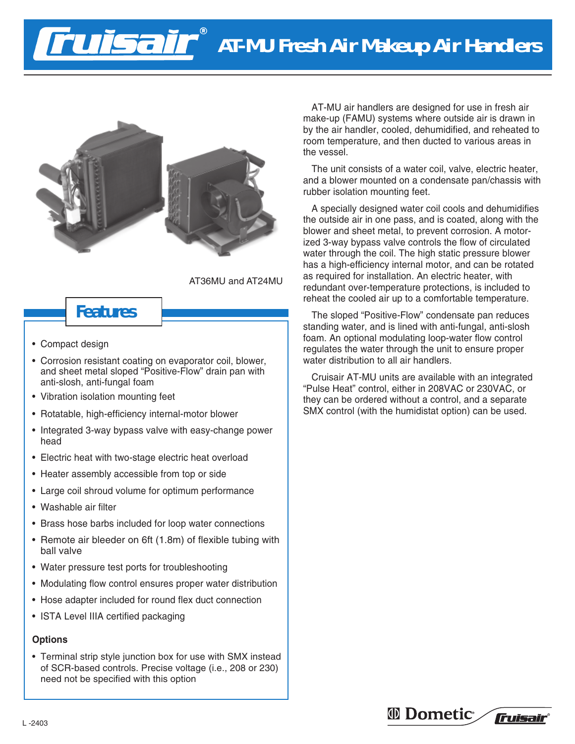# AT-MU Fresh Air Makeup Air Handlers

AT36MU and AT24MU

## Features

- Compact design
- Corrosion resistant coating on evaporator coil, blower, and sheet metal sloped "Positive-Flow" drain pan with anti-slosh, anti-fungal foam
- Vibration isolation mounting feet
- Rotatable, high-efficiency internal-motor blower
- Integrated 3-way bypass valve with easy-change power head
- Electric heat with two-stage electric heat overload
- Heater assembly accessible from top or side
- Large coil shroud volume for optimum performance
- Washable air filter
- Brass hose barbs included for loop water connections
- Remote air bleeder on 6ft (1.8m) of flexible tubing with ball valve
- Water pressure test ports for troubleshooting
- Modulating flow control ensures proper water distribution
- Hose adapter included for round flex duct connection
- ISTA Level IIIA certified packaging

### Options

- Terminal strip style junction box for use with SMX instead of SCR-based controls. Precise voltage (i.e., 208 or 230) need not be specified with this option

AT-MU air handlers are designed for use in fresh air make-up (FAMU) systems where outside air is drawn in by the air handler, cooled, dehumidified, and reheated to room temperature, and then ducted to various areas in the vessel.

The unit consists of a water coil, valve, electric heater, and a blower mounted on a condensate pan/chassis with rubber isolation mounting feet.

A specially designed water coil cools and dehumidifies the outside air in one pass, and is coated, along with the blower and sheet metal, to prevent corrosion. A motorized 3-way bypass valve controls the flow of circulated water through the coil. The high static pressure blower has a high-efficiency internal motor, and can be rotated as required for installation. An electric heater, with redundant over-temperature protections, is included to reheat the cooled air up to a comfortable temperature.

The sloped "Positive-Flow" condensate pan reduces standing water, and is lined with anti-fungal, anti-slosh foam. An optional modulating loop-water flow control regulates the water through the unit to ensure proper water distribution to all air handlers.

Cruisair AT-MU units are available with an integrated "Pulse Heat" control, either in 208VAC or 230VAC, or they can be ordered without a control, and a separate SMX control (with the humidistat option) can be used.

L -2403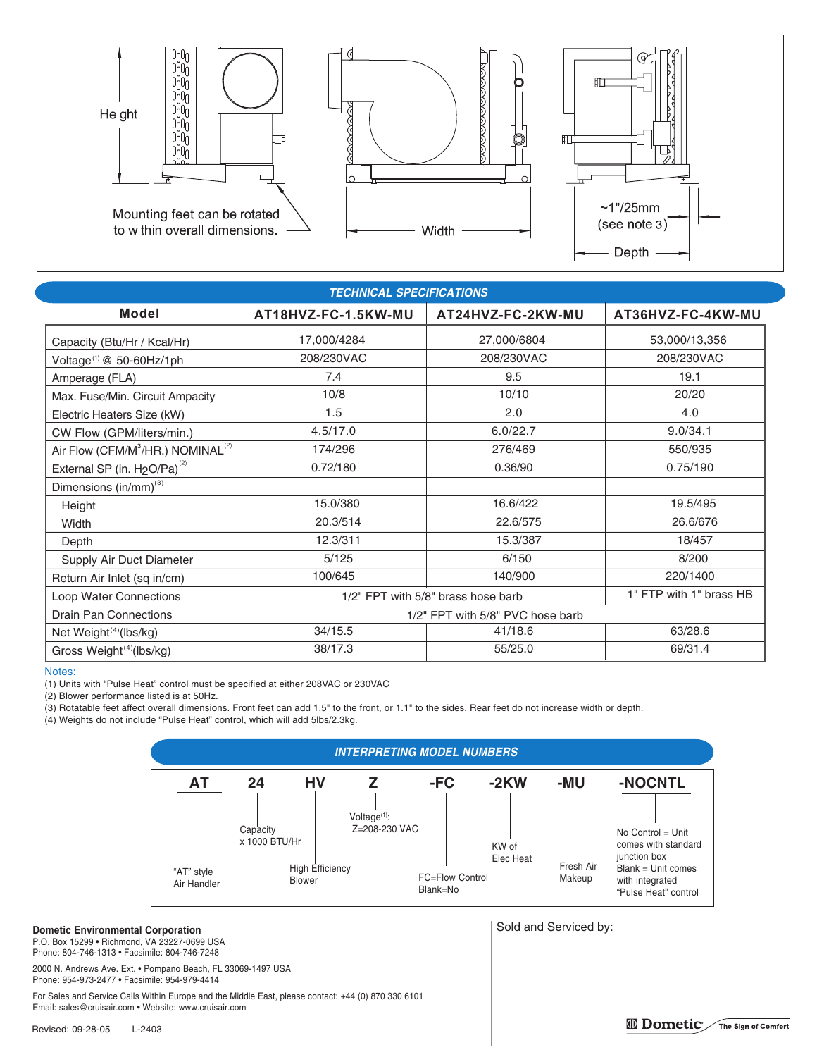Height

Mounting feet can be rotated to within overall dimensions.

Width

~1"/25mm (see note 3)

Depth

## TECHNICAL SPECIFICATIONS

| Model | AT18HVZ-FC-1.5KW-MU | AT24HVZ-FC-2KW-MU | AT36HVZ-FC-4KW-MU |
|---|---|---|---|
| Capacity (Btu/Hr / Kcal/Hr) | 17,000/4284 | 27,000/6804 | 53,000/13,356 |
| Voltage[1] @ 50-60Hz/1ph | 208/230VAC | 208/230VAC | 208/230VAC |
| Amperage (FLA) | 7.4 | 9.5 | 19.1 |
| Max. Fuse/Min. Circuit Ampacity | 10/8 | 10/10 | 20/20 |
| Electric Heaters Size (kW) | 1.5 | 2.0 | 4.0 |
| CW Flow (GPM/liters/min.) | 4.5/17.0 | 6.0/22.7 | 9.0/34.1 |
| Air Flow (CFM/$M^3$/HR.) NOMINAL[2] | 174/296 | 276/469 | 550/935 |
| External SP (in. $H_2O$/Pa)[2] | 0.72/180 | 0.36/90 | 0.75/190 |
| Dimensions (in/mm)[3] | | | |
| Height | 15.0/380 | 16.6/422 | 19.5/495 |
| Width | 20.3/514 | 22.6/575 | 26.6/676 |
| Depth | 12.3/311 | 15.3/387 | 18/457 |
| Supply Air Duct Diameter | 5/125 | 6/150 | 8/200 |
| Return Air Inlet (sq in/cm) | 100/645 | 140/900 | 220/1400 |
| Loop Water Connections | 1/2" FPT with 5/8" brass hose barb | 1/2" FPT with 5/8" brass hose barb | 1" FTP with 1" brass HB |
| Drain Pan Connections | 1/2" FPT with 5/8" PVC hose barb | 1/2" FPT with 5/8" PVC hose barb | 1/2" FPT with 5/8" PVC hose barb |
| Net Weight[4](lbs/kg) | 34/15.5 | 41/18.6 | 63/28.6 |
| Gross Weight[4](lbs/kg) | 38/17.3 | 55/25.0 | 69/31.4 |

Notes:

(1) Units with "Pulse Heat" control must be specified at either 208VAC or 230VAC
(2) Blower performance listed is at 50Hz.
(3) Rotatable feet affect overall dimensions. Front feet can add 1.5" to the front, or 1.1" to the sides. Rear feet do not increase width or depth.
(4) Weights do not include "Pulse Heat" control, which will add 5lbs/2.3kg.

## INTERPRETING MODEL NUMBERS

**AT 24 HV Z -FC -2KW -MU -NOCNTL**

- **AT** – "AT" style Air Handler
- **24** – Capacity x 1000 BTU/Hr
- **HV** – High Efficiency Blower
- **Z** – Voltage[1]: Z=208-230 VAC
- **-FC** – FC=Flow Control, Blank=No
- **-2KW** – KW of Elec Heat
- **-MU** – Fresh Air Makeup
- **-NOCNTL** – No Control = Unit comes with standard junction box; Blank = Unit comes with integrated "Pulse Heat" control

**Dometic Environmental Corporation**
P.O. Box 15299 • Richmond, VA 23227-0699 USA
Phone: 804-746-1313 • Facsimile: 804-746-7248

2000 N. Andrews Ave. Ext. • Pompano Beach, FL 33069-1497 USA
Phone: 954-973-2477 • Facsimile: 954-979-4414

For Sales and Service Calls Within Europe and the Middle East, please contact: +44 (0) 870 330 6101
Email: sales@cruisair.com • Website: www.cruisair.com

Revised: 09-28-05 L-2403

Sold and Serviced by:

Dometic The Sign of Comfort